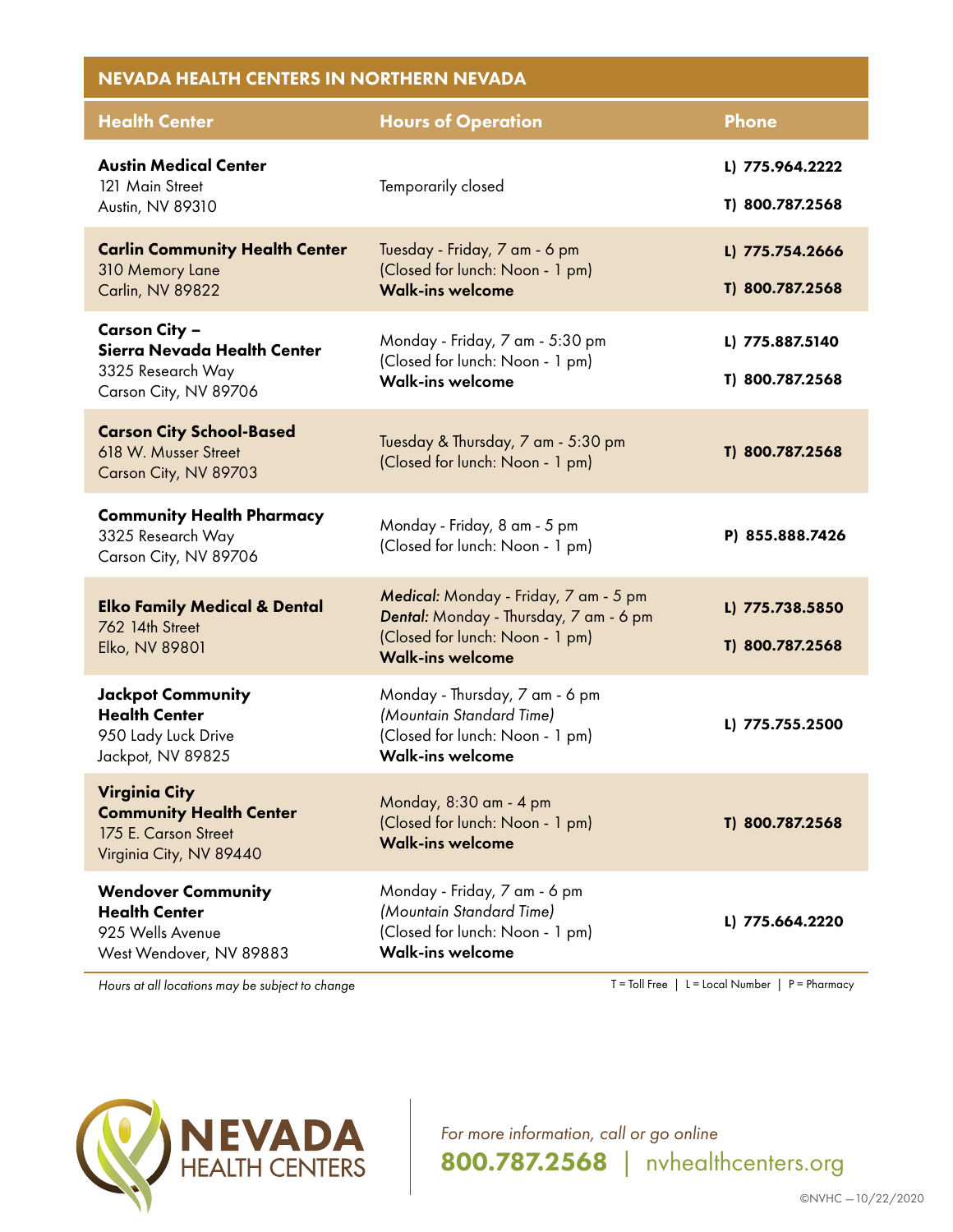## NEVADA HEALTH CENTERS IN NORTHERN NEVADA

| Health Center | Hours of Operation | Phone |
|---|---|---|
| **Austin Medical Center**<br>121 Main Street<br>Austin, NV 89310 | Temporarily closed | **L) 775.964.2222**<br>**T) 800.787.2568** |
| **Carlin Community Health Center**<br>310 Memory Lane<br>Carlin, NV 89822 | Tuesday - Friday, 7 am - 6 pm<br>(Closed for lunch: Noon - 1 pm)<br>**Walk-ins welcome** | **L) 775.754.2666**<br>**T) 800.787.2568** |
| **Carson City – Sierra Nevada Health Center**<br>3325 Research Way<br>Carson City, NV 89706 | Monday - Friday, 7 am - 5:30 pm<br>(Closed for lunch: Noon - 1 pm)<br>**Walk-ins welcome** | **L) 775.887.5140**<br>**T) 800.787.2568** |
| **Carson City School-Based**<br>618 W. Musser Street<br>Carson City, NV 89703 | Tuesday & Thursday, 7 am - 5:30 pm<br>(Closed for lunch: Noon - 1 pm) | **T) 800.787.2568** |
| **Community Health Pharmacy**<br>3325 Research Way<br>Carson City, NV 89706 | Monday - Friday, 8 am - 5 pm<br>(Closed for lunch: Noon - 1 pm) | **P) 855.888.7426** |
| **Elko Family Medical & Dental**<br>762 14th Street<br>Elko, NV 89801 | ***Medical:*** Monday - Friday, 7 am - 5 pm<br>***Dental:*** Monday - Thursday, 7 am - 6 pm<br>(Closed for lunch: Noon - 1 pm)<br>**Walk-ins welcome** | **L) 775.738.5850**<br>**T) 800.787.2568** |
| **Jackpot Community Health Center**<br>950 Lady Luck Drive<br>Jackpot, NV 89825 | Monday - Thursday, 7 am - 6 pm<br>*(Mountain Standard Time)*<br>(Closed for lunch: Noon - 1 pm)<br>**Walk-ins welcome** | **L) 775.755.2500** |
| **Virginia City Community Health Center**<br>175 E. Carson Street<br>Virginia City, NV 89440 | Monday, 8:30 am - 4 pm<br>(Closed for lunch: Noon - 1 pm)<br>**Walk-ins welcome** | **T) 800.787.2568** |
| **Wendover Community Health Center**<br>925 Wells Avenue<br>West Wendover, NV 89883 | Monday - Friday, 7 am - 6 pm<br>*(Mountain Standard Time)*<br>(Closed for lunch: Noon - 1 pm)<br>**Walk-ins welcome** | **L) 775.664.2220** |

*Hours at all locations may be subject to change*

T = Toll Free | L = Local Number | P = Pharmacy

NEVADA HEALTH CENTERS

*For more information, call or go online*

**800.787.2568** | nvhealthcenters.org

©NVHC —10/22/2020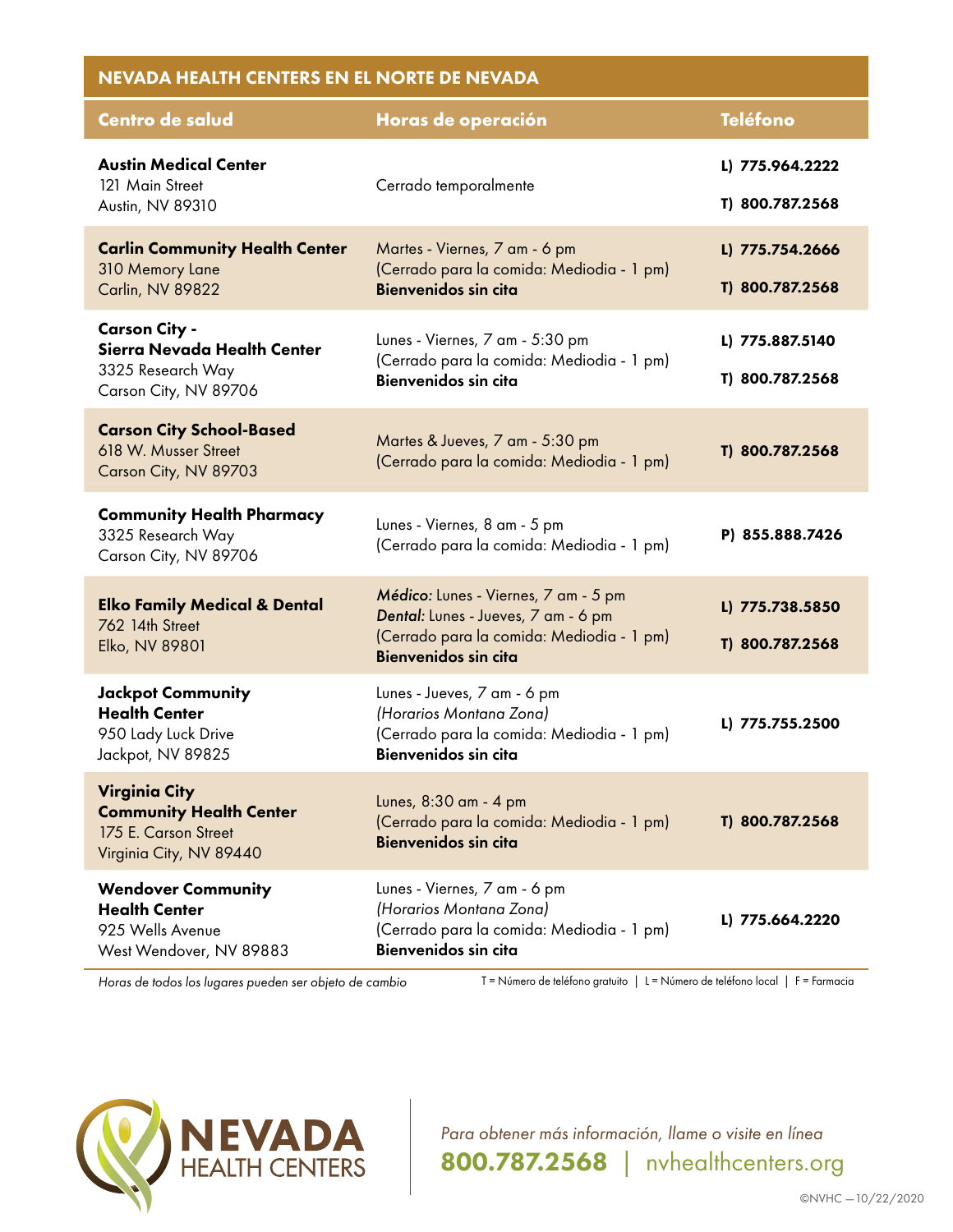## NEVADA HEALTH CENTERS EN EL NORTE DE NEVADA

| Centro de salud | Horas de operación | Teléfono |
|---|---|---|
| **Austin Medical Center**<br>121 Main Street<br>Austin, NV 89310 | Cerrado temporalmente | **L) 775.964.2222**<br>**T) 800.787.2568** |
| **Carlin Community Health Center**<br>310 Memory Lane<br>Carlin, NV 89822 | Martes - Viernes, 7 am - 6 pm<br>(Cerrado para la comida: Mediodia - 1 pm)<br>**Bienvenidos sin cita** | **L) 775.754.2666**<br>**T) 800.787.2568** |
| **Carson City - Sierra Nevada Health Center**<br>3325 Research Way<br>Carson City, NV 89706 | Lunes - Viernes, 7 am - 5:30 pm<br>(Cerrado para la comida: Mediodia - 1 pm)<br>**Bienvenidos sin cita** | **L) 775.887.5140**<br>**T) 800.787.2568** |
| **Carson City School-Based**<br>618 W. Musser Street<br>Carson City, NV 89703 | Martes & Jueves, 7 am - 5:30 pm<br>(Cerrado para la comida: Mediodia - 1 pm) | **T) 800.787.2568** |
| **Community Health Pharmacy**<br>3325 Research Way<br>Carson City, NV 89706 | Lunes - Viernes, 8 am - 5 pm<br>(Cerrado para la comida: Mediodia - 1 pm) | **P) 855.888.7426** |
| **Elko Family Medical & Dental**<br>762 14th Street<br>Elko, NV 89801 | ***Médico:*** Lunes - Viernes, 7 am - 5 pm<br>***Dental:*** Lunes - Jueves, 7 am - 6 pm<br>(Cerrado para la comida: Mediodia - 1 pm)<br>**Bienvenidos sin cita** | **L) 775.738.5850**<br>**T) 800.787.2568** |
| **Jackpot Community Health Center**<br>950 Lady Luck Drive<br>Jackpot, NV 89825 | Lunes - Jueves, 7 am - 6 pm<br>*(Horarios Montana Zona)*<br>(Cerrado para la comida: Mediodia - 1 pm)<br>**Bienvenidos sin cita** | **L) 775.755.2500** |
| **Virginia City Community Health Center**<br>175 E. Carson Street<br>Virginia City, NV 89440 | Lunes, 8:30 am - 4 pm<br>(Cerrado para la comida: Mediodia - 1 pm)<br>**Bienvenidos sin cita** | **T) 800.787.2568** |
| **Wendover Community Health Center**<br>925 Wells Avenue<br>West Wendover, NV 89883 | Lunes - Viernes, 7 am - 6 pm<br>*(Horarios Montana Zona)*<br>(Cerrado para la comida: Mediodia - 1 pm)<br>**Bienvenidos sin cita** | **L) 775.664.2220** |

*Horas de todos los lugares pueden ser objeto de cambio*

T = Número de teléfono gratuito | L = Número de teléfono local | F = Farmacia

NEVADA HEALTH CENTERS

*Para obtener más información, llame o visite en línea*

**800.787.2568** | nvhealthcenters.org

©NVHC —10/22/2020